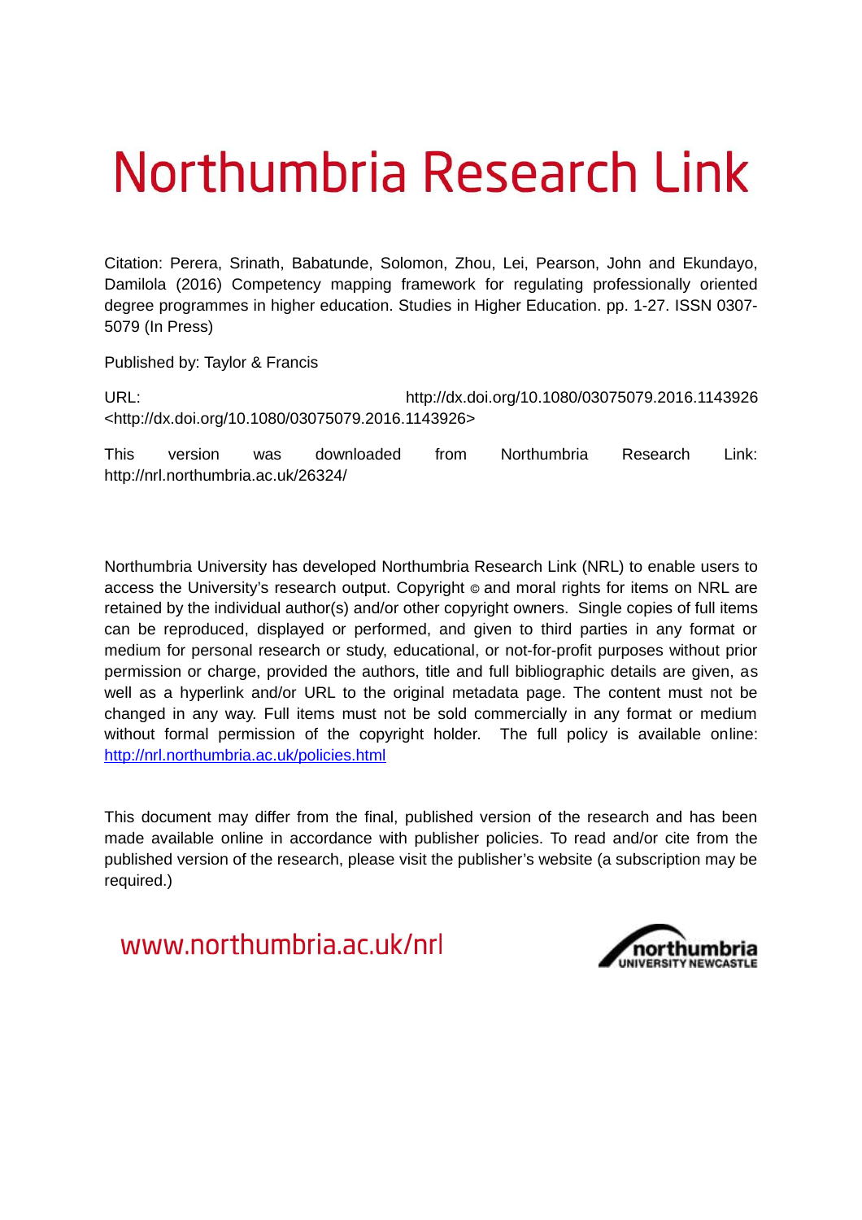# Northumbria Research Link

Citation: Perera, Srinath, Babatunde, Solomon, Zhou, Lei, Pearson, John and Ekundayo, Damilola (2016) Competency mapping framework for regulating professionally oriented degree programmes in higher education. Studies in Higher Education. pp. 1-27. ISSN 0307-5079 (In Press)

Published by: Taylor & Francis

URL: http://dx.doi.org/10.1080/03075079.2016.1143926 <http://dx.doi.org/10.1080/03075079.2016.1143926>

This version was downloaded from Northumbria Research Link: http://nrl.northumbria.ac.uk/26324/

Northumbria University has developed Northumbria Research Link (NRL) to enable users to access the University's research output. Copyright © and moral rights for items on NRL are retained by the individual author(s) and/or other copyright owners. Single copies of full items can be reproduced, displayed or performed, and given to third parties in any format or medium for personal research or study, educational, or not-for-profit purposes without prior permission or charge, provided the authors, title and full bibliographic details are given, as well as a hyperlink and/or URL to the original metadata page. The content must not be changed in any way. Full items must not be sold commercially in any format or medium without formal permission of the copyright holder. The full policy is available online: http://nrl.northumbria.ac.uk/policies.html

This document may differ from the final, published version of the research and has been made available online in accordance with publisher policies. To read and/or cite from the published version of the research, please visit the publisher's website (a subscription may be required.)

www.northumbria.ac.uk/nrl

northumbria UNIVERSITY NEWCASTLE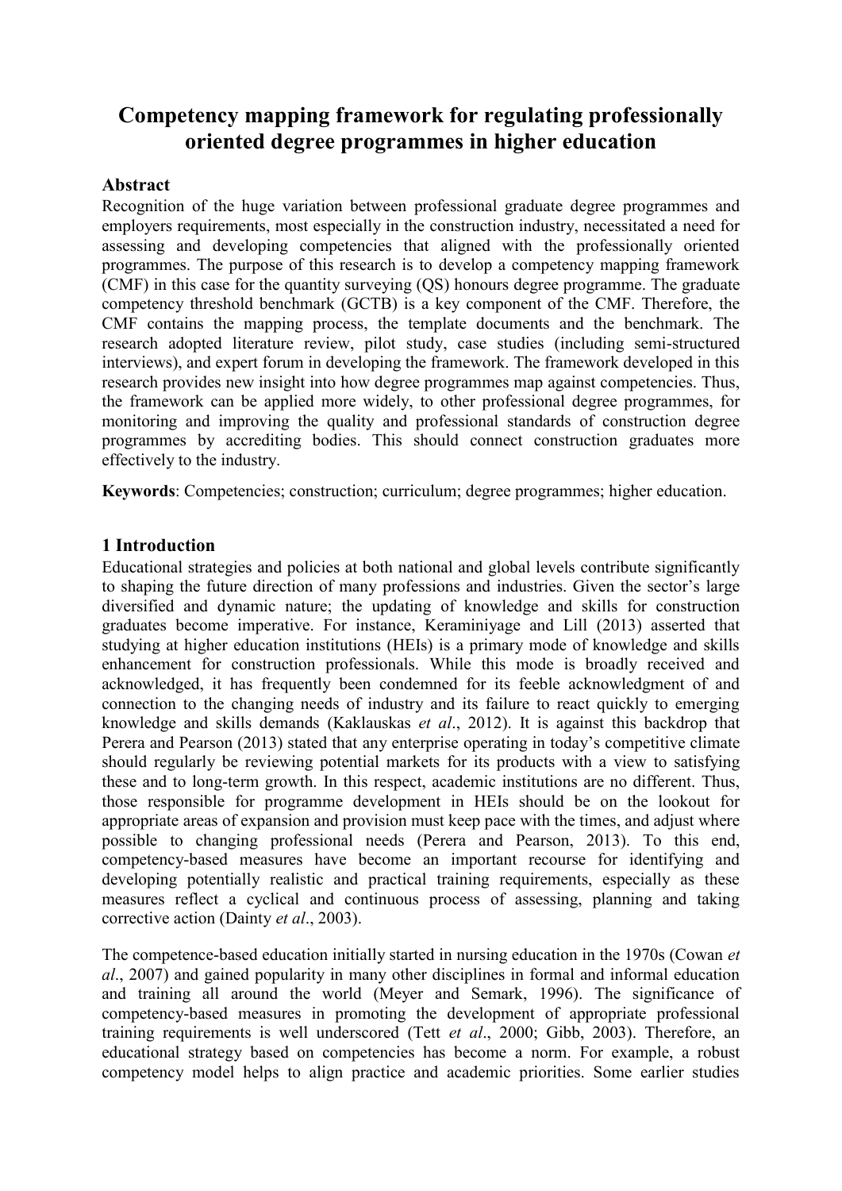# Competency mapping framework for regulating professionally oriented degree programmes in higher education

## Abstract

Recognition of the huge variation between professional graduate degree programmes and employers requirements, most especially in the construction industry, necessitated a need for assessing and developing competencies that aligned with the professionally oriented programmes. The purpose of this research is to develop a competency mapping framework (CMF) in this case for the quantity surveying (QS) honours degree programme. The graduate competency threshold benchmark (GCTB) is a key component of the CMF. Therefore, the CMF contains the mapping process, the template documents and the benchmark. The research adopted literature review, pilot study, case studies (including semi-structured interviews), and expert forum in developing the framework. The framework developed in this research provides new insight into how degree programmes map against competencies. Thus, the framework can be applied more widely, to other professional degree programmes, for monitoring and improving the quality and professional standards of construction degree programmes by accrediting bodies. This should connect construction graduates more effectively to the industry.

**Keywords**: Competencies; construction; curriculum; degree programmes; higher education.

## 1 Introduction

Educational strategies and policies at both national and global levels contribute significantly to shaping the future direction of many professions and industries. Given the sector's large diversified and dynamic nature; the updating of knowledge and skills for construction graduates become imperative. For instance, Keraminiyage and Lill (2013) asserted that studying at higher education institutions (HEIs) is a primary mode of knowledge and skills enhancement for construction professionals. While this mode is broadly received and acknowledged, it has frequently been condemned for its feeble acknowledgment of and connection to the changing needs of industry and its failure to react quickly to emerging knowledge and skills demands (Kaklauskas *et al*., 2012). It is against this backdrop that Perera and Pearson (2013) stated that any enterprise operating in today's competitive climate should regularly be reviewing potential markets for its products with a view to satisfying these and to long-term growth. In this respect, academic institutions are no different. Thus, those responsible for programme development in HEIs should be on the lookout for appropriate areas of expansion and provision must keep pace with the times, and adjust where possible to changing professional needs (Perera and Pearson, 2013). To this end, competency-based measures have become an important recourse for identifying and developing potentially realistic and practical training requirements, especially as these measures reflect a cyclical and continuous process of assessing, planning and taking corrective action (Dainty *et al*., 2003).

The competence-based education initially started in nursing education in the 1970s (Cowan *et al*., 2007) and gained popularity in many other disciplines in formal and informal education and training all around the world (Meyer and Semark, 1996). The significance of competency-based measures in promoting the development of appropriate professional training requirements is well underscored (Tett *et al*., 2000; Gibb, 2003). Therefore, an educational strategy based on competencies has become a norm. For example, a robust competency model helps to align practice and academic priorities. Some earlier studies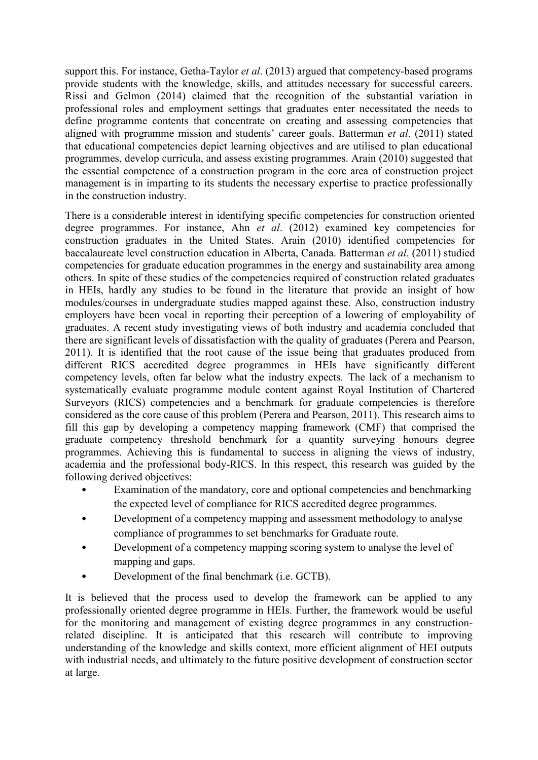support this. For instance, Getha-Taylor *et al*. (2013) argued that competency-based programs provide students with the knowledge, skills, and attitudes necessary for successful careers. Rissi and Gelmon (2014) claimed that the recognition of the substantial variation in professional roles and employment settings that graduates enter necessitated the needs to define programme contents that concentrate on creating and assessing competencies that aligned with programme mission and students' career goals. Batterman *et al*. (2011) stated that educational competencies depict learning objectives and are utilised to plan educational programmes, develop curricula, and assess existing programmes. Arain (2010) suggested that the essential competence of a construction program in the core area of construction project management is in imparting to its students the necessary expertise to practice professionally in the construction industry.

There is a considerable interest in identifying specific competencies for construction oriented degree programmes. For instance, Ahn *et al*. (2012) examined key competencies for construction graduates in the United States. Arain (2010) identified competencies for baccalaureate level construction education in Alberta, Canada. Batterman *et al*. (2011) studied competencies for graduate education programmes in the energy and sustainability area among others. In spite of these studies of the competencies required of construction related graduates in HEIs, hardly any studies to be found in the literature that provide an insight of how modules/courses in undergraduate studies mapped against these. Also, construction industry employers have been vocal in reporting their perception of a lowering of employability of graduates. A recent study investigating views of both industry and academia concluded that there are significant levels of dissatisfaction with the quality of graduates (Perera and Pearson, 2011). It is identified that the root cause of the issue being that graduates produced from different RICS accredited degree programmes in HEIs have significantly different competency levels, often far below what the industry expects. The lack of a mechanism to systematically evaluate programme module content against Royal Institution of Chartered Surveyors (RICS) competencies and a benchmark for graduate competencies is therefore considered as the core cause of this problem (Perera and Pearson, 2011). This research aims to fill this gap by developing a competency mapping framework (CMF) that comprised the graduate competency threshold benchmark for a quantity surveying honours degree programmes. Achieving this is fundamental to success in aligning the views of industry, academia and the professional body-RICS. In this respect, this research was guided by the following derived objectives:

- Examination of the mandatory, core and optional competencies and benchmarking the expected level of compliance for RICS accredited degree programmes.
- Development of a competency mapping and assessment methodology to analyse compliance of programmes to set benchmarks for Graduate route.
- Development of a competency mapping scoring system to analyse the level of mapping and gaps.
- Development of the final benchmark (i.e. GCTB).

It is believed that the process used to develop the framework can be applied to any professionally oriented degree programme in HEIs. Further, the framework would be useful for the monitoring and management of existing degree programmes in any construction-related discipline. It is anticipated that this research will contribute to improving understanding of the knowledge and skills context, more efficient alignment of HEI outputs with industrial needs, and ultimately to the future positive development of construction sector at large.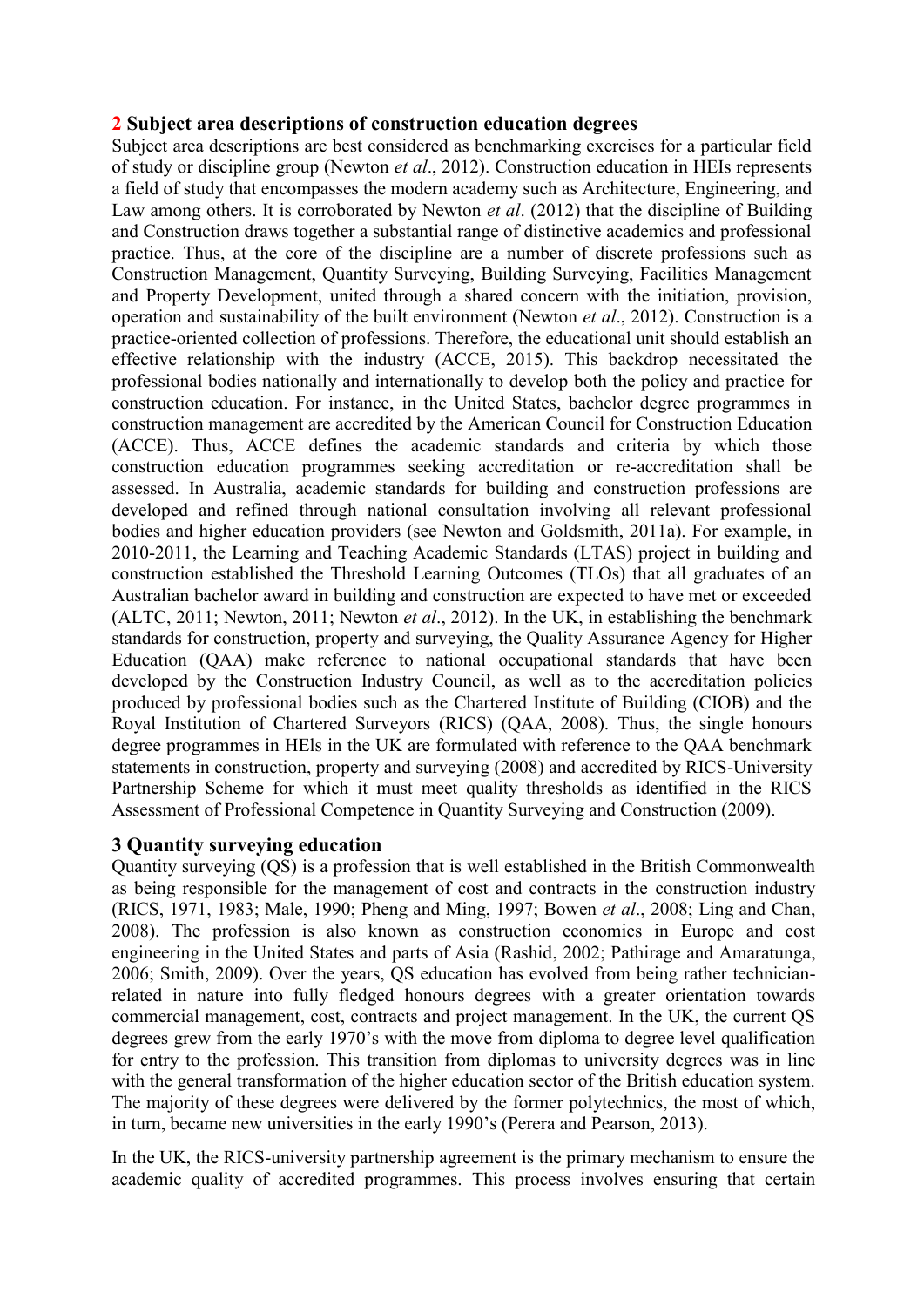## 2 Subject area descriptions of construction education degrees

Subject area descriptions are best considered as benchmarking exercises for a particular field of study or discipline group (Newton *et al*., 2012). Construction education in HEIs represents a field of study that encompasses the modern academy such as Architecture, Engineering, and Law among others. It is corroborated by Newton *et al*. (2012) that the discipline of Building and Construction draws together a substantial range of distinctive academics and professional practice. Thus, at the core of the discipline are a number of discrete professions such as Construction Management, Quantity Surveying, Building Surveying, Facilities Management and Property Development, united through a shared concern with the initiation, provision, operation and sustainability of the built environment (Newton *et al*., 2012). Construction is a practice-oriented collection of professions. Therefore, the educational unit should establish an effective relationship with the industry (ACCE, 2015). This backdrop necessitated the professional bodies nationally and internationally to develop both the policy and practice for construction education. For instance, in the United States, bachelor degree programmes in construction management are accredited by the American Council for Construction Education (ACCE). Thus, ACCE defines the academic standards and criteria by which those construction education programmes seeking accreditation or re-accreditation shall be assessed. In Australia, academic standards for building and construction professions are developed and refined through national consultation involving all relevant professional bodies and higher education providers (see Newton and Goldsmith, 2011a). For example, in 2010-2011, the Learning and Teaching Academic Standards (LTAS) project in building and construction established the Threshold Learning Outcomes (TLOs) that all graduates of an Australian bachelor award in building and construction are expected to have met or exceeded (ALTC, 2011; Newton, 2011; Newton *et al*., 2012). In the UK, in establishing the benchmark standards for construction, property and surveying, the Quality Assurance Agency for Higher Education (QAA) make reference to national occupational standards that have been developed by the Construction Industry Council, as well as to the accreditation policies produced by professional bodies such as the Chartered Institute of Building (CIOB) and the Royal Institution of Chartered Surveyors (RICS) (QAA, 2008). Thus, the single honours degree programmes in HEIs in the UK are formulated with reference to the QAA benchmark statements in construction, property and surveying (2008) and accredited by RICS-University Partnership Scheme for which it must meet quality thresholds as identified in the RICS Assessment of Professional Competence in Quantity Surveying and Construction (2009).

## 3 Quantity surveying education

Quantity surveying (QS) is a profession that is well established in the British Commonwealth as being responsible for the management of cost and contracts in the construction industry (RICS, 1971, 1983; Male, 1990; Pheng and Ming, 1997; Bowen *et al*., 2008; Ling and Chan, 2008). The profession is also known as construction economics in Europe and cost engineering in the United States and parts of Asia (Rashid, 2002; Pathirage and Amaratunga, 2006; Smith, 2009). Over the years, QS education has evolved from being rather technician-related in nature into fully fledged honours degrees with a greater orientation towards commercial management, cost, contracts and project management. In the UK, the current QS degrees grew from the early 1970's with the move from diploma to degree level qualification for entry to the profession. This transition from diplomas to university degrees was in line with the general transformation of the higher education sector of the British education system. The majority of these degrees were delivered by the former polytechnics, the most of which, in turn, became new universities in the early 1990's (Perera and Pearson, 2013).

In the UK, the RICS-university partnership agreement is the primary mechanism to ensure the academic quality of accredited programmes. This process involves ensuring that certain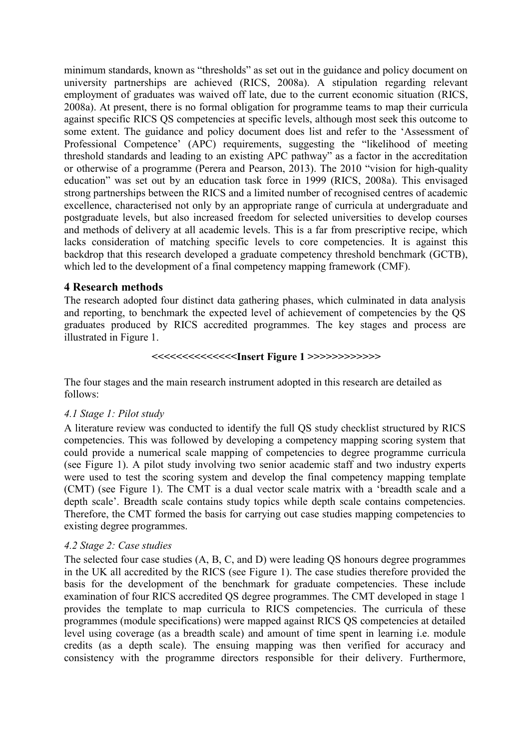minimum standards, known as "thresholds" as set out in the guidance and policy document on university partnerships are achieved (RICS, 2008a). A stipulation regarding relevant employment of graduates was waived off late, due to the current economic situation (RICS, 2008a). At present, there is no formal obligation for programme teams to map their curricula against specific RICS QS competencies at specific levels, although most seek this outcome to some extent. The guidance and policy document does list and refer to the 'Assessment of Professional Competence' (APC) requirements, suggesting the "likelihood of meeting threshold standards and leading to an existing APC pathway" as a factor in the accreditation or otherwise of a programme (Perera and Pearson, 2013). The 2010 "vision for high-quality education" was set out by an education task force in 1999 (RICS, 2008a). This envisaged strong partnerships between the RICS and a limited number of recognised centres of academic excellence, characterised not only by an appropriate range of curricula at undergraduate and postgraduate levels, but also increased freedom for selected universities to develop courses and methods of delivery at all academic levels. This is a far from prescriptive recipe, which lacks consideration of matching specific levels to core competencies. It is against this backdrop that this research developed a graduate competency threshold benchmark (GCTB), which led to the development of a final competency mapping framework (CMF).

## 4 Research methods

The research adopted four distinct data gathering phases, which culminated in data analysis and reporting, to benchmark the expected level of achievement of competencies by the QS graduates produced by RICS accredited programmes. The key stages and process are illustrated in Figure 1.

**<<<<<<<<<<<<<<Insert Figure 1 >>>>>>>>>>>>**

The four stages and the main research instrument adopted in this research are detailed as follows:

### *4.1 Stage 1: Pilot study*

A literature review was conducted to identify the full QS study checklist structured by RICS competencies. This was followed by developing a competency mapping scoring system that could provide a numerical scale mapping of competencies to degree programme curricula (see Figure 1). A pilot study involving two senior academic staff and two industry experts were used to test the scoring system and develop the final competency mapping template (CMT) (see Figure 1). The CMT is a dual vector scale matrix with a 'breadth scale and a depth scale'. Breadth scale contains study topics while depth scale contains competencies. Therefore, the CMT formed the basis for carrying out case studies mapping competencies to existing degree programmes.

### *4.2 Stage 2: Case studies*

The selected four case studies (A, B, C, and D) were leading QS honours degree programmes in the UK all accredited by the RICS (see Figure 1). The case studies therefore provided the basis for the development of the benchmark for graduate competencies. These include examination of four RICS accredited QS degree programmes. The CMT developed in stage 1 provides the template to map curricula to RICS competencies. The curricula of these programmes (module specifications) were mapped against RICS QS competencies at detailed level using coverage (as a breadth scale) and amount of time spent in learning i.e. module credits (as a depth scale). The ensuing mapping was then verified for accuracy and consistency with the programme directors responsible for their delivery. Furthermore,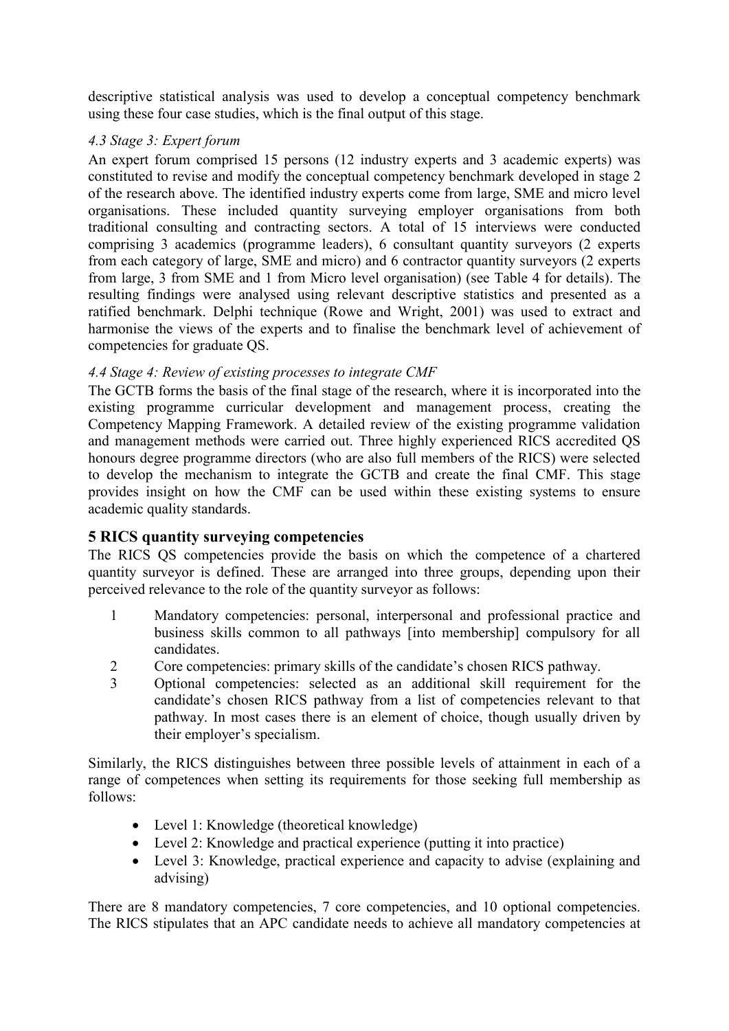descriptive statistical analysis was used to develop a conceptual competency benchmark using these four case studies, which is the final output of this stage.

### *4.3 Stage 3: Expert forum*

An expert forum comprised 15 persons (12 industry experts and 3 academic experts) was constituted to revise and modify the conceptual competency benchmark developed in stage 2 of the research above. The identified industry experts come from large, SME and micro level organisations. These included quantity surveying employer organisations from both traditional consulting and contracting sectors. A total of 15 interviews were conducted comprising 3 academics (programme leaders), 6 consultant quantity surveyors (2 experts from each category of large, SME and micro) and 6 contractor quantity surveyors (2 experts from large, 3 from SME and 1 from Micro level organisation) (see Table 4 for details). The resulting findings were analysed using relevant descriptive statistics and presented as a ratified benchmark. Delphi technique (Rowe and Wright, 2001) was used to extract and harmonise the views of the experts and to finalise the benchmark level of achievement of competencies for graduate QS.

### *4.4 Stage 4: Review of existing processes to integrate CMF*

The GCTB forms the basis of the final stage of the research, where it is incorporated into the existing programme curricular development and management process, creating the Competency Mapping Framework. A detailed review of the existing programme validation and management methods were carried out. Three highly experienced RICS accredited QS honours degree programme directors (who are also full members of the RICS) were selected to develop the mechanism to integrate the GCTB and create the final CMF. This stage provides insight on how the CMF can be used within these existing systems to ensure academic quality standards.

## 5 RICS quantity surveying competencies

The RICS QS competencies provide the basis on which the competence of a chartered quantity surveyor is defined. These are arranged into three groups, depending upon their perceived relevance to the role of the quantity surveyor as follows:

1. Mandatory competencies: personal, interpersonal and professional practice and business skills common to all pathways [into membership] compulsory for all candidates.
2. Core competencies: primary skills of the candidate's chosen RICS pathway.
3. Optional competencies: selected as an additional skill requirement for the candidate's chosen RICS pathway from a list of competencies relevant to that pathway. In most cases there is an element of choice, though usually driven by their employer's specialism.

Similarly, the RICS distinguishes between three possible levels of attainment in each of a range of competences when setting its requirements for those seeking full membership as follows:

- Level 1: Knowledge (theoretical knowledge)
- Level 2: Knowledge and practical experience (putting it into practice)
- Level 3: Knowledge, practical experience and capacity to advise (explaining and advising)

There are 8 mandatory competencies, 7 core competencies, and 10 optional competencies. The RICS stipulates that an APC candidate needs to achieve all mandatory competencies at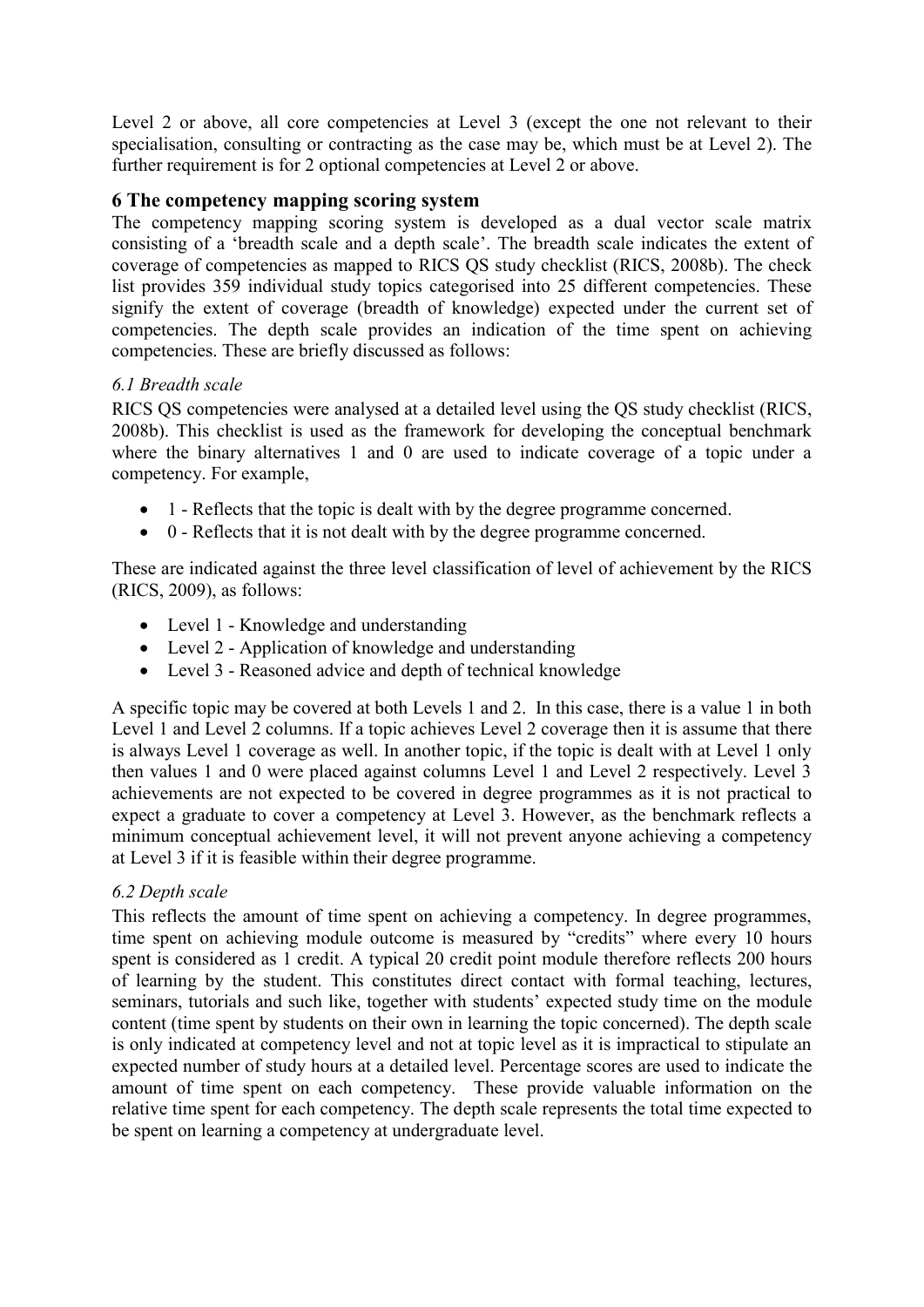Level 2 or above, all core competencies at Level 3 (except the one not relevant to their specialisation, consulting or contracting as the case may be, which must be at Level 2). The further requirement is for 2 optional competencies at Level 2 or above.

## 6 The competency mapping scoring system

The competency mapping scoring system is developed as a dual vector scale matrix consisting of a 'breadth scale and a depth scale'. The breadth scale indicates the extent of coverage of competencies as mapped to RICS QS study checklist (RICS, 2008b). The check list provides 359 individual study topics categorised into 25 different competencies. These signify the extent of coverage (breadth of knowledge) expected under the current set of competencies. The depth scale provides an indication of the time spent on achieving competencies. These are briefly discussed as follows:

### *6.1 Breadth scale*

RICS QS competencies were analysed at a detailed level using the QS study checklist (RICS, 2008b). This checklist is used as the framework for developing the conceptual benchmark where the binary alternatives 1 and 0 are used to indicate coverage of a topic under a competency. For example,

- 1 - Reflects that the topic is dealt with by the degree programme concerned.
- 0 - Reflects that it is not dealt with by the degree programme concerned.

These are indicated against the three level classification of level of achievement by the RICS (RICS, 2009), as follows:

- Level 1 - Knowledge and understanding
- Level 2 - Application of knowledge and understanding
- Level 3 - Reasoned advice and depth of technical knowledge

A specific topic may be covered at both Levels 1 and 2. In this case, there is a value 1 in both Level 1 and Level 2 columns. If a topic achieves Level 2 coverage then it is assume that there is always Level 1 coverage as well. In another topic, if the topic is dealt with at Level 1 only then values 1 and 0 were placed against columns Level 1 and Level 2 respectively. Level 3 achievements are not expected to be covered in degree programmes as it is not practical to expect a graduate to cover a competency at Level 3. However, as the benchmark reflects a minimum conceptual achievement level, it will not prevent anyone achieving a competency at Level 3 if it is feasible within their degree programme.

### *6.2 Depth scale*

This reflects the amount of time spent on achieving a competency. In degree programmes, time spent on achieving module outcome is measured by "credits" where every 10 hours spent is considered as 1 credit. A typical 20 credit point module therefore reflects 200 hours of learning by the student. This constitutes direct contact with formal teaching, lectures, seminars, tutorials and such like, together with students' expected study time on the module content (time spent by students on their own in learning the topic concerned). The depth scale is only indicated at competency level and not at topic level as it is impractical to stipulate an expected number of study hours at a detailed level. Percentage scores are used to indicate the amount of time spent on each competency. These provide valuable information on the relative time spent for each competency. The depth scale represents the total time expected to be spent on learning a competency at undergraduate level.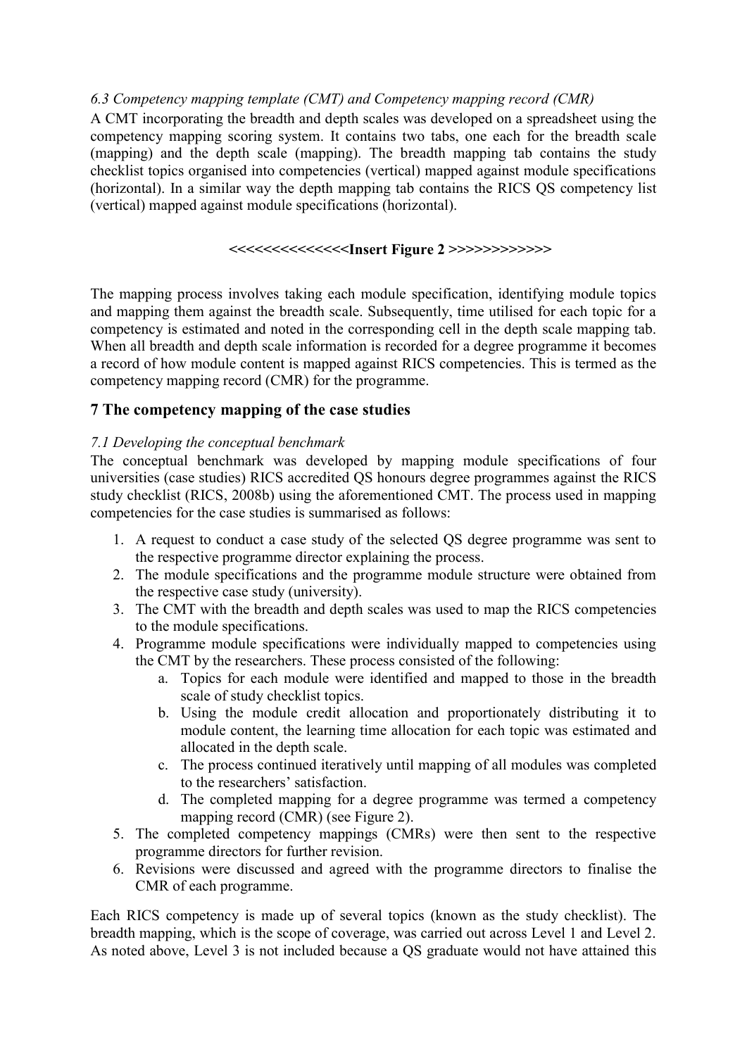*6.3 Competency mapping template (CMT) and Competency mapping record (CMR)*

A CMT incorporating the breadth and depth scales was developed on a spreadsheet using the competency mapping scoring system. It contains two tabs, one each for the breadth scale (mapping) and the depth scale (mapping). The breadth mapping tab contains the study checklist topics organised into competencies (vertical) mapped against module specifications (horizontal). In a similar way the depth mapping tab contains the RICS QS competency list (vertical) mapped against module specifications (horizontal).

**<<<<<<<<<<<<<<Insert Figure 2 >>>>>>>>>>>>**

The mapping process involves taking each module specification, identifying module topics and mapping them against the breadth scale. Subsequently, time utilised for each topic for a competency is estimated and noted in the corresponding cell in the depth scale mapping tab. When all breadth and depth scale information is recorded for a degree programme it becomes a record of how module content is mapped against RICS competencies. This is termed as the competency mapping record (CMR) for the programme.

## 7 The competency mapping of the case studies

*7.1 Developing the conceptual benchmark*

The conceptual benchmark was developed by mapping module specifications of four universities (case studies) RICS accredited QS honours degree programmes against the RICS study checklist (RICS, 2008b) using the aforementioned CMT. The process used in mapping competencies for the case studies is summarised as follows:

1. A request to conduct a case study of the selected QS degree programme was sent to the respective programme director explaining the process.
2. The module specifications and the programme module structure were obtained from the respective case study (university).
3. The CMT with the breadth and depth scales was used to map the RICS competencies to the module specifications.
4. Programme module specifications were individually mapped to competencies using the CMT by the researchers. These process consisted of the following:
    a. Topics for each module were identified and mapped to those in the breadth scale of study checklist topics.
    b. Using the module credit allocation and proportionately distributing it to module content, the learning time allocation for each topic was estimated and allocated in the depth scale.
    c. The process continued iteratively until mapping of all modules was completed to the researchers' satisfaction.
    d. The completed mapping for a degree programme was termed a competency mapping record (CMR) (see Figure 2).
5. The completed competency mappings (CMRs) were then sent to the respective programme directors for further revision.
6. Revisions were discussed and agreed with the programme directors to finalise the CMR of each programme.

Each RICS competency is made up of several topics (known as the study checklist). The breadth mapping, which is the scope of coverage, was carried out across Level 1 and Level 2. As noted above, Level 3 is not included because a QS graduate would not have attained this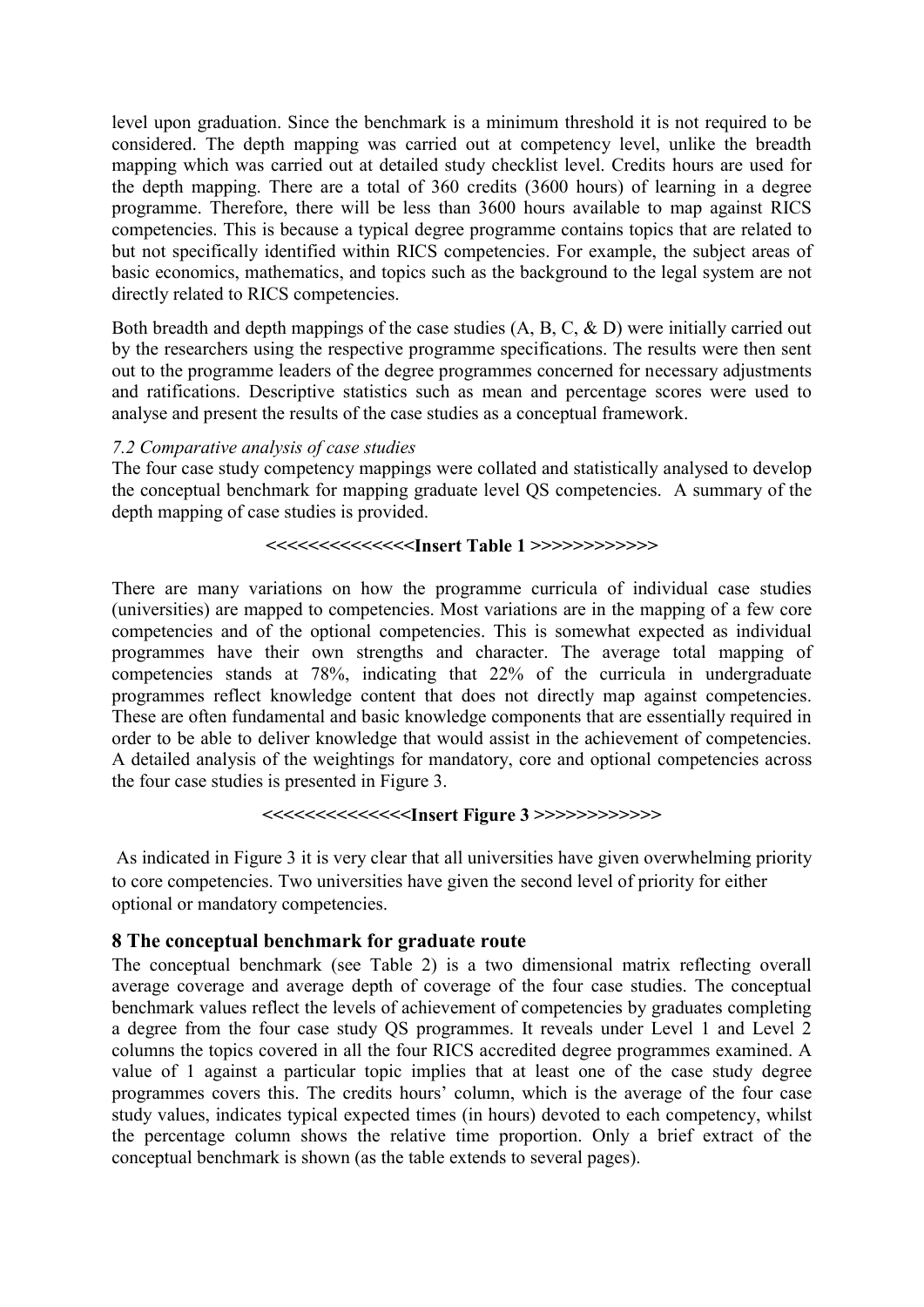level upon graduation. Since the benchmark is a minimum threshold it is not required to be considered. The depth mapping was carried out at competency level, unlike the breadth mapping which was carried out at detailed study checklist level. Credits hours are used for the depth mapping. There are a total of 360 credits (3600 hours) of learning in a degree programme. Therefore, there will be less than 3600 hours available to map against RICS competencies. This is because a typical degree programme contains topics that are related to but not specifically identified within RICS competencies. For example, the subject areas of basic economics, mathematics, and topics such as the background to the legal system are not directly related to RICS competencies.

Both breadth and depth mappings of the case studies (A, B, C, & D) were initially carried out by the researchers using the respective programme specifications. The results were then sent out to the programme leaders of the degree programmes concerned for necessary adjustments and ratifications. Descriptive statistics such as mean and percentage scores were used to analyse and present the results of the case studies as a conceptual framework.

*7.2 Comparative analysis of case studies*

The four case study competency mappings were collated and statistically analysed to develop the conceptual benchmark for mapping graduate level QS competencies. A summary of the depth mapping of case studies is provided.

**<<<<<<<<<<<<<<Insert Table 1 >>>>>>>>>>>>>**

There are many variations on how the programme curricula of individual case studies (universities) are mapped to competencies. Most variations are in the mapping of a few core competencies and of the optional competencies. This is somewhat expected as individual programmes have their own strengths and character. The average total mapping of competencies stands at 78%, indicating that 22% of the curricula in undergraduate programmes reflect knowledge content that does not directly map against competencies. These are often fundamental and basic knowledge components that are essentially required in order to be able to deliver knowledge that would assist in the achievement of competencies. A detailed analysis of the weightings for mandatory, core and optional competencies across the four case studies is presented in Figure 3.

**<<<<<<<<<<<<<<Insert Figure 3 >>>>>>>>>>>>>**

As indicated in Figure 3 it is very clear that all universities have given overwhelming priority to core competencies. Two universities have given the second level of priority for either optional or mandatory competencies.

## 8 The conceptual benchmark for graduate route

The conceptual benchmark (see Table 2) is a two dimensional matrix reflecting overall average coverage and average depth of coverage of the four case studies. The conceptual benchmark values reflect the levels of achievement of competencies by graduates completing a degree from the four case study QS programmes. It reveals under Level 1 and Level 2 columns the topics covered in all the four RICS accredited degree programmes examined. A value of 1 against a particular topic implies that at least one of the case study degree programmes covers this. The credits hours' column, which is the average of the four case study values, indicates typical expected times (in hours) devoted to each competency, whilst the percentage column shows the relative time proportion. Only a brief extract of the conceptual benchmark is shown (as the table extends to several pages).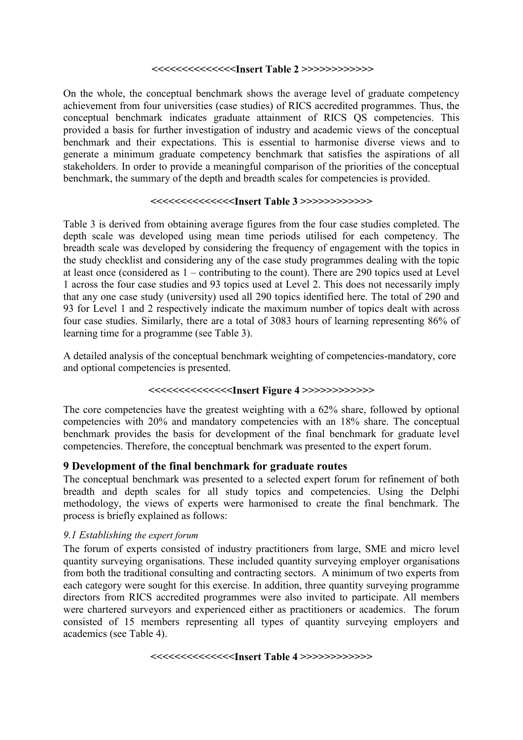**<<<<<<<<<<<<<<Insert Table 2 >>>>>>>>>>>>>**

On the whole, the conceptual benchmark shows the average level of graduate competency achievement from four universities (case studies) of RICS accredited programmes. Thus, the conceptual benchmark indicates graduate attainment of RICS QS competencies. This provided a basis for further investigation of industry and academic views of the conceptual benchmark and their expectations. This is essential to harmonise diverse views and to generate a minimum graduate competency benchmark that satisfies the aspirations of all stakeholders. In order to provide a meaningful comparison of the priorities of the conceptual benchmark, the summary of the depth and breadth scales for competencies is provided.

**<<<<<<<<<<<<<<Insert Table 3 >>>>>>>>>>>>>**

Table 3 is derived from obtaining average figures from the four case studies completed. The depth scale was developed using mean time periods utilised for each competency. The breadth scale was developed by considering the frequency of engagement with the topics in the study checklist and considering any of the case study programmes dealing with the topic at least once (considered as 1 – contributing to the count). There are 290 topics used at Level 1 across the four case studies and 93 topics used at Level 2. This does not necessarily imply that any one case study (university) used all 290 topics identified here. The total of 290 and 93 for Level 1 and 2 respectively indicate the maximum number of topics dealt with across four case studies. Similarly, there are a total of 3083 hours of learning representing 86% of learning time for a programme (see Table 3).

A detailed analysis of the conceptual benchmark weighting of competencies-mandatory, core and optional competencies is presented.

**<<<<<<<<<<<<<<Insert Figure 4 >>>>>>>>>>>>>**

The core competencies have the greatest weighting with a 62% share, followed by optional competencies with 20% and mandatory competencies with an 18% share. The conceptual benchmark provides the basis for development of the final benchmark for graduate level competencies. Therefore, the conceptual benchmark was presented to the expert forum.

## 9 Development of the final benchmark for graduate routes

The conceptual benchmark was presented to a selected expert forum for refinement of both breadth and depth scales for all study topics and competencies. Using the Delphi methodology, the views of experts were harmonised to create the final benchmark. The process is briefly explained as follows:

### *9.1 Establishing the expert forum*

The forum of experts consisted of industry practitioners from large, SME and micro level quantity surveying organisations. These included quantity surveying employer organisations from both the traditional consulting and contracting sectors. A minimum of two experts from each category were sought for this exercise. In addition, three quantity surveying programme directors from RICS accredited programmes were also invited to participate. All members were chartered surveyors and experienced either as practitioners or academics. The forum consisted of 15 members representing all types of quantity surveying employers and academics (see Table 4).

**<<<<<<<<<<<<<<Insert Table 4 >>>>>>>>>>>>>**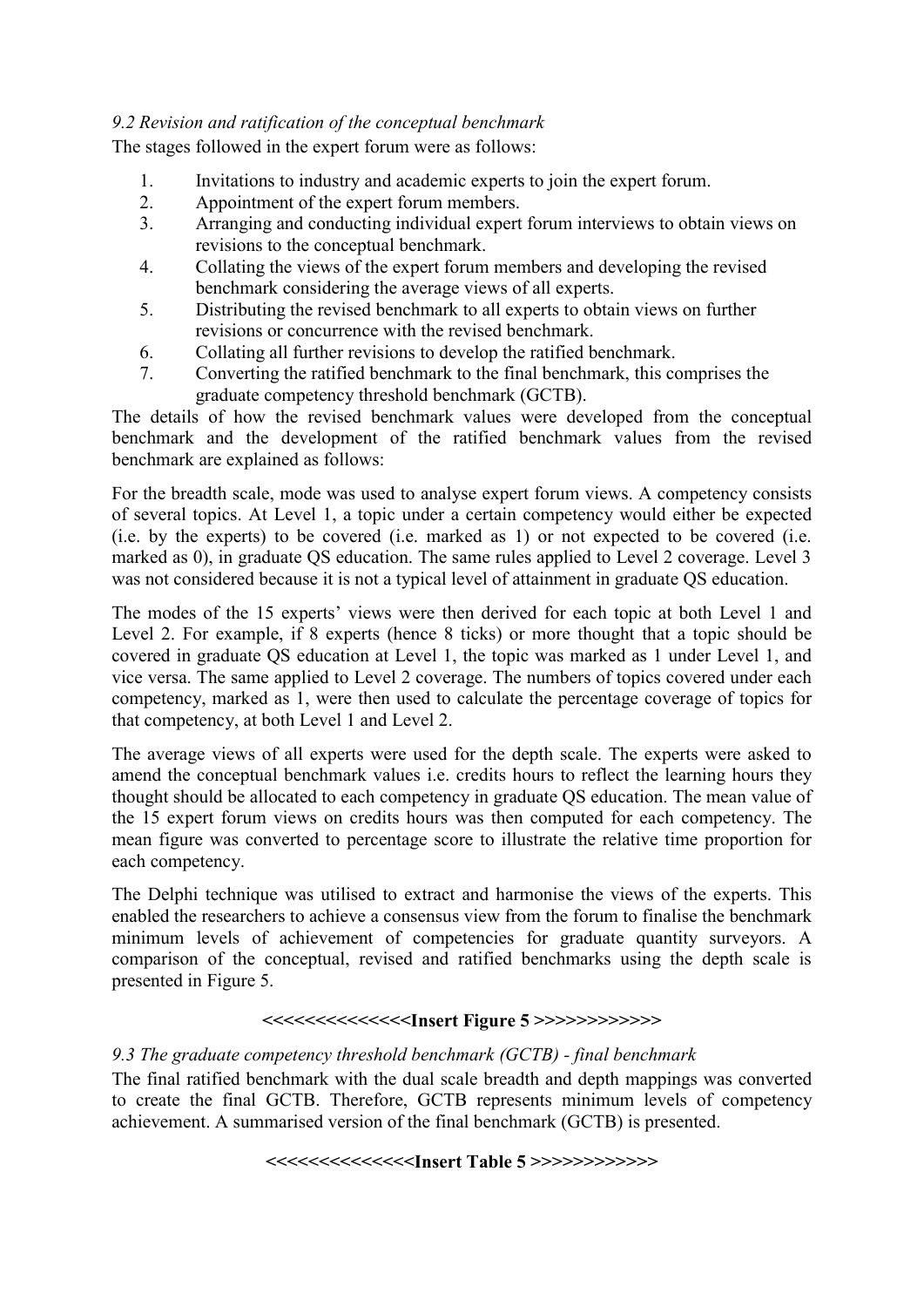*9.2 Revision and ratification of the conceptual benchmark*

The stages followed in the expert forum were as follows:

1. Invitations to industry and academic experts to join the expert forum.
2. Appointment of the expert forum members.
3. Arranging and conducting individual expert forum interviews to obtain views on revisions to the conceptual benchmark.
4. Collating the views of the expert forum members and developing the revised benchmark considering the average views of all experts.
5. Distributing the revised benchmark to all experts to obtain views on further revisions or concurrence with the revised benchmark.
6. Collating all further revisions to develop the ratified benchmark.
7. Converting the ratified benchmark to the final benchmark, this comprises the graduate competency threshold benchmark (GCTB).

The details of how the revised benchmark values were developed from the conceptual benchmark and the development of the ratified benchmark values from the revised benchmark are explained as follows:

For the breadth scale, mode was used to analyse expert forum views. A competency consists of several topics. At Level 1, a topic under a certain competency would either be expected (i.e. by the experts) to be covered (i.e. marked as 1) or not expected to be covered (i.e. marked as 0), in graduate QS education. The same rules applied to Level 2 coverage. Level 3 was not considered because it is not a typical level of attainment in graduate QS education.

The modes of the 15 experts' views were then derived for each topic at both Level 1 and Level 2. For example, if 8 experts (hence 8 ticks) or more thought that a topic should be covered in graduate QS education at Level 1, the topic was marked as 1 under Level 1, and vice versa. The same applied to Level 2 coverage. The numbers of topics covered under each competency, marked as 1, were then used to calculate the percentage coverage of topics for that competency, at both Level 1 and Level 2.

The average views of all experts were used for the depth scale. The experts were asked to amend the conceptual benchmark values i.e. credits hours to reflect the learning hours they thought should be allocated to each competency in graduate QS education. The mean value of the 15 expert forum views on credits hours was then computed for each competency. The mean figure was converted to percentage score to illustrate the relative time proportion for each competency.

The Delphi technique was utilised to extract and harmonise the views of the experts. This enabled the researchers to achieve a consensus view from the forum to finalise the benchmark minimum levels of achievement of competencies for graduate quantity surveyors. A comparison of the conceptual, revised and ratified benchmarks using the depth scale is presented in Figure 5.

**<<<<<<<<<<<<<<Insert Figure 5 >>>>>>>>>>>>>**

*9.3 The graduate competency threshold benchmark (GCTB) - final benchmark*

The final ratified benchmark with the dual scale breadth and depth mappings was converted to create the final GCTB. Therefore, GCTB represents minimum levels of competency achievement. A summarised version of the final benchmark (GCTB) is presented.

**<<<<<<<<<<<<<<Insert Table 5 >>>>>>>>>>>>>**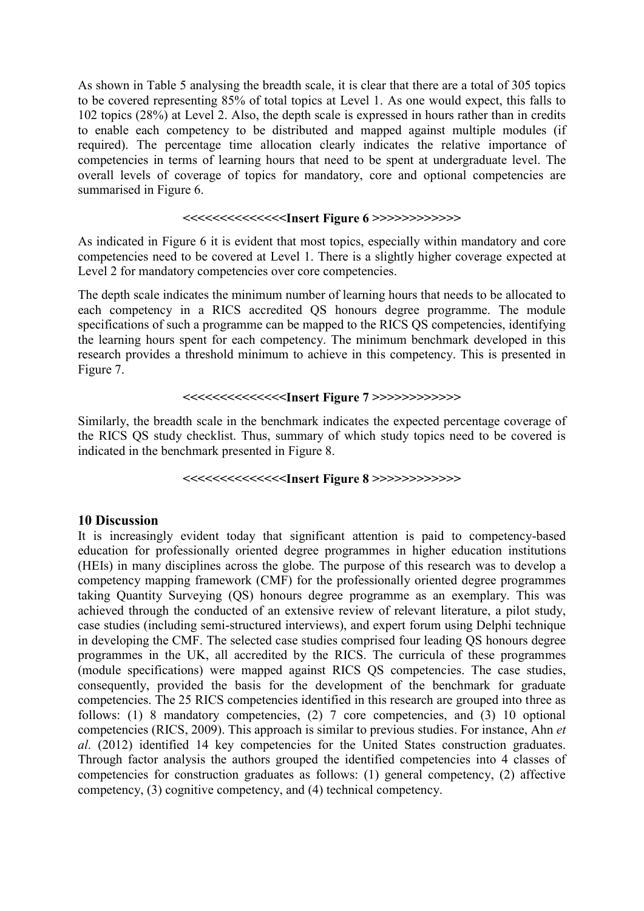As shown in Table 5 analysing the breadth scale, it is clear that there are a total of 305 topics to be covered representing 85% of total topics at Level 1. As one would expect, this falls to 102 topics (28%) at Level 2. Also, the depth scale is expressed in hours rather than in credits to enable each competency to be distributed and mapped against multiple modules (if required). The percentage time allocation clearly indicates the relative importance of competencies in terms of learning hours that need to be spent at undergraduate level. The overall levels of coverage of topics for mandatory, core and optional competencies are summarised in Figure 6.

**<<<<<<<<<<<<<<Insert Figure 6 >>>>>>>>>>>>>**

As indicated in Figure 6 it is evident that most topics, especially within mandatory and core competencies need to be covered at Level 1. There is a slightly higher coverage expected at Level 2 for mandatory competencies over core competencies.

The depth scale indicates the minimum number of learning hours that needs to be allocated to each competency in a RICS accredited QS honours degree programme. The module specifications of such a programme can be mapped to the RICS QS competencies, identifying the learning hours spent for each competency. The minimum benchmark developed in this research provides a threshold minimum to achieve in this competency. This is presented in Figure 7.

**<<<<<<<<<<<<<<Insert Figure 7 >>>>>>>>>>>>>**

Similarly, the breadth scale in the benchmark indicates the expected percentage coverage of the RICS QS study checklist. Thus, summary of which study topics need to be covered is indicated in the benchmark presented in Figure 8.

**<<<<<<<<<<<<<<Insert Figure 8 >>>>>>>>>>>>>**

## 10 Discussion

It is increasingly evident today that significant attention is paid to competency-based education for professionally oriented degree programmes in higher education institutions (HEIs) in many disciplines across the globe. The purpose of this research was to develop a competency mapping framework (CMF) for the professionally oriented degree programmes taking Quantity Surveying (QS) honours degree programme as an exemplary. This was achieved through the conducted of an extensive review of relevant literature, a pilot study, case studies (including semi-structured interviews), and expert forum using Delphi technique in developing the CMF. The selected case studies comprised four leading QS honours degree programmes in the UK, all accredited by the RICS. The curricula of these programmes (module specifications) were mapped against RICS QS competencies. The case studies, consequently, provided the basis for the development of the benchmark for graduate competencies. The 25 RICS competencies identified in this research are grouped into three as follows: (1) 8 mandatory competencies, (2) 7 core competencies, and (3) 10 optional competencies (RICS, 2009). This approach is similar to previous studies. For instance, Ahn *et al*. (2012) identified 14 key competencies for the United States construction graduates. Through factor analysis the authors grouped the identified competencies into 4 classes of competencies for construction graduates as follows: (1) general competency, (2) affective competency, (3) cognitive competency, and (4) technical competency.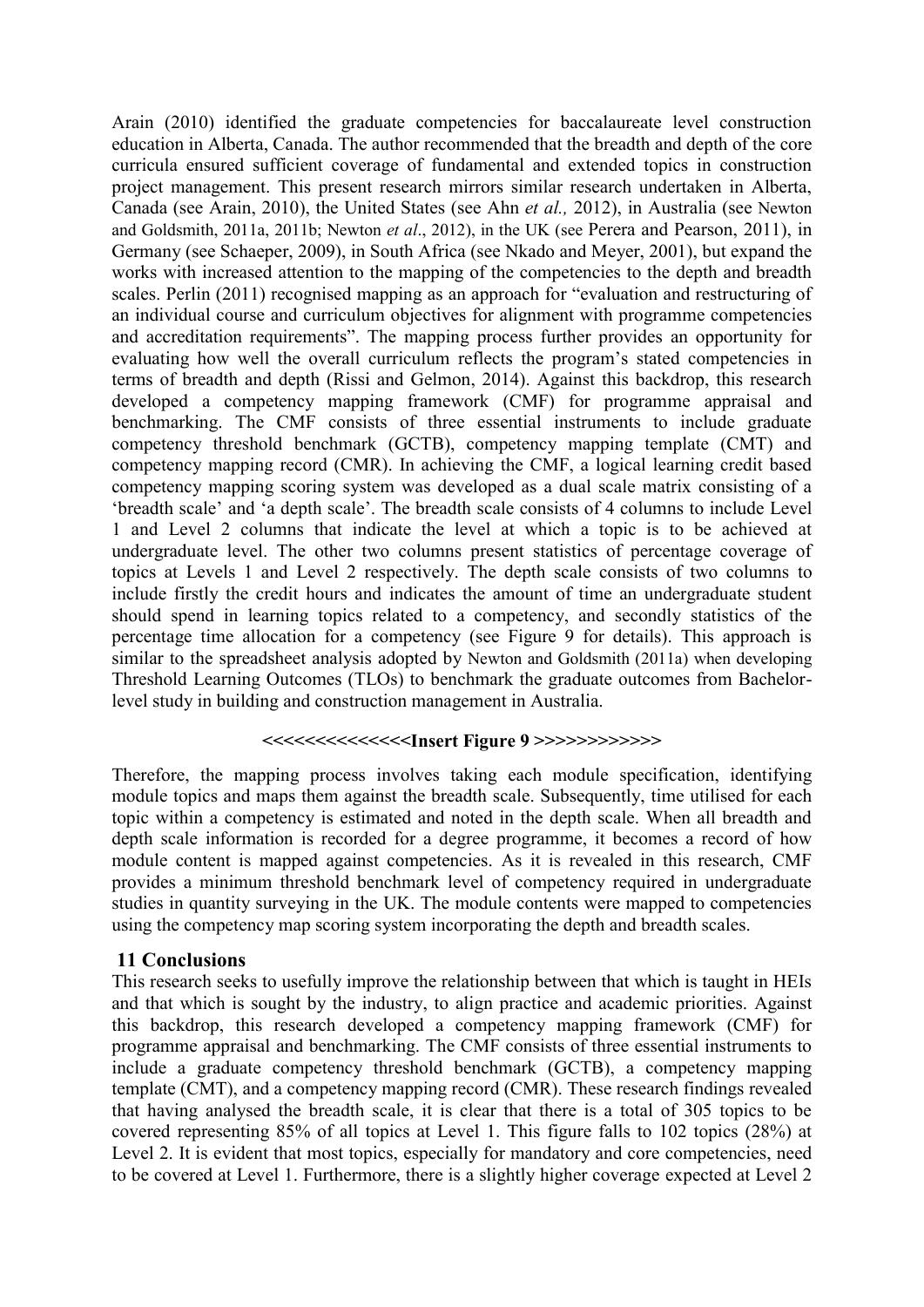Arain (2010) identified the graduate competencies for baccalaureate level construction education in Alberta, Canada. The author recommended that the breadth and depth of the core curricula ensured sufficient coverage of fundamental and extended topics in construction project management. This present research mirrors similar research undertaken in Alberta, Canada (see Arain, 2010), the United States (see Ahn *et al.,* 2012), in Australia (see Newton and Goldsmith, 2011a, 2011b; Newton *et al*., 2012), in the UK (see Perera and Pearson, 2011), in Germany (see Schaeper, 2009), in South Africa (see Nkado and Meyer, 2001), but expand the works with increased attention to the mapping of the competencies to the depth and breadth scales. Perlin (2011) recognised mapping as an approach for "evaluation and restructuring of an individual course and curriculum objectives for alignment with programme competencies and accreditation requirements". The mapping process further provides an opportunity for evaluating how well the overall curriculum reflects the program's stated competencies in terms of breadth and depth (Rissi and Gelmon, 2014). Against this backdrop, this research developed a competency mapping framework (CMF) for programme appraisal and benchmarking. The CMF consists of three essential instruments to include graduate competency threshold benchmark (GCTB), competency mapping template (CMT) and competency mapping record (CMR). In achieving the CMF, a logical learning credit based competency mapping scoring system was developed as a dual scale matrix consisting of a 'breadth scale' and 'a depth scale'. The breadth scale consists of 4 columns to include Level 1 and Level 2 columns that indicate the level at which a topic is to be achieved at undergraduate level. The other two columns present statistics of percentage coverage of topics at Levels 1 and Level 2 respectively. The depth scale consists of two columns to include firstly the credit hours and indicates the amount of time an undergraduate student should spend in learning topics related to a competency, and secondly statistics of the percentage time allocation for a competency (see Figure 9 for details). This approach is similar to the spreadsheet analysis adopted by Newton and Goldsmith (2011a) when developing Threshold Learning Outcomes (TLOs) to benchmark the graduate outcomes from Bachelor-level study in building and construction management in Australia.

**<<<<<<<<<<<<<<Insert Figure 9 >>>>>>>>>>>>**

Therefore, the mapping process involves taking each module specification, identifying module topics and maps them against the breadth scale. Subsequently, time utilised for each topic within a competency is estimated and noted in the depth scale. When all breadth and depth scale information is recorded for a degree programme, it becomes a record of how module content is mapped against competencies. As it is revealed in this research, CMF provides a minimum threshold benchmark level of competency required in undergraduate studies in quantity surveying in the UK. The module contents were mapped to competencies using the competency map scoring system incorporating the depth and breadth scales.

## 11 Conclusions

This research seeks to usefully improve the relationship between that which is taught in HEIs and that which is sought by the industry, to align practice and academic priorities. Against this backdrop, this research developed a competency mapping framework (CMF) for programme appraisal and benchmarking. The CMF consists of three essential instruments to include a graduate competency threshold benchmark (GCTB), a competency mapping template (CMT), and a competency mapping record (CMR). These research findings revealed that having analysed the breadth scale, it is clear that there is a total of 305 topics to be covered representing 85% of all topics at Level 1. This figure falls to 102 topics (28%) at Level 2. It is evident that most topics, especially for mandatory and core competencies, need to be covered at Level 1. Furthermore, there is a slightly higher coverage expected at Level 2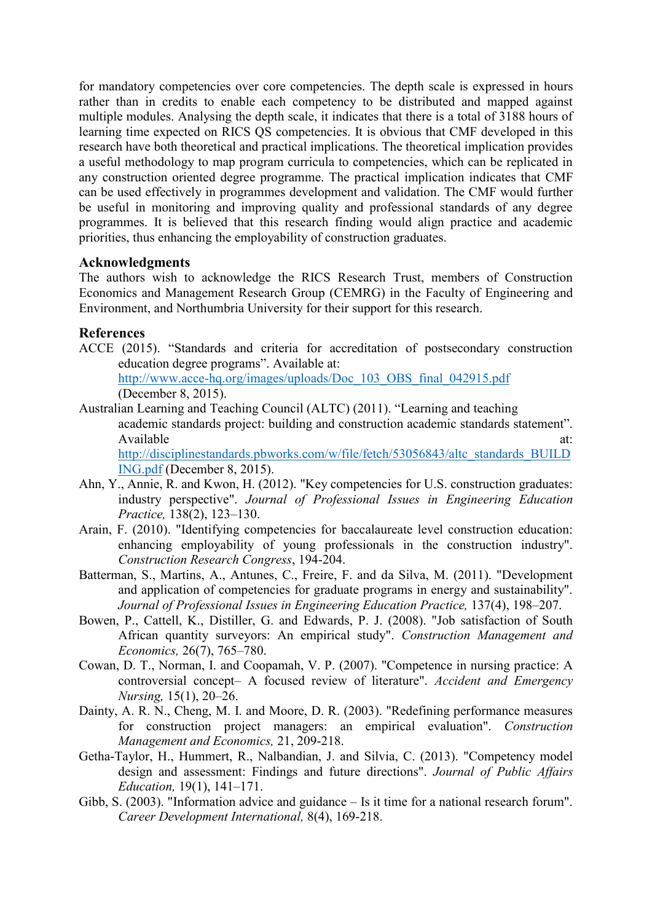for mandatory competencies over core competencies. The depth scale is expressed in hours rather than in credits to enable each competency to be distributed and mapped against multiple modules. Analysing the depth scale, it indicates that there is a total of 3188 hours of learning time expected on RICS QS competencies. It is obvious that CMF developed in this research have both theoretical and practical implications. The theoretical implication provides a useful methodology to map program curricula to competencies, which can be replicated in any construction oriented degree programme. The practical implication indicates that CMF can be used effectively in programmes development and validation. The CMF would further be useful in monitoring and improving quality and professional standards of any degree programmes. It is believed that this research finding would align practice and academic priorities, thus enhancing the employability of construction graduates.

## Acknowledgments

The authors wish to acknowledge the RICS Research Trust, members of Construction Economics and Management Research Group (CEMRG) in the Faculty of Engineering and Environment, and Northumbria University for their support for this research.

## References

ACCE (2015). "Standards and criteria for accreditation of postsecondary construction education degree programs". Available at: http://www.acce-hq.org/images/uploads/Doc_103_OBS_final_042915.pdf (December 8, 2015).

Australian Learning and Teaching Council (ALTC) (2011). "Learning and teaching academic standards project: building and construction academic standards statement". Available at: http://disciplinestandards.pbworks.com/w/file/fetch/53056843/altc_standards_BUILDING.pdf (December 8, 2015).

Ahn, Y., Annie, R. and Kwon, H. (2012). "Key competencies for U.S. construction graduates: industry perspective". *Journal of Professional Issues in Engineering Education Practice,* 138(2), 123–130.

Arain, F. (2010). "Identifying competencies for baccalaureate level construction education: enhancing employability of young professionals in the construction industry". *Construction Research Congress*, 194-204.

Batterman, S., Martins, A., Antunes, C., Freire, F. and da Silva, M. (2011). "Development and application of competencies for graduate programs in energy and sustainability". *Journal of Professional Issues in Engineering Education Practice,* 137(4), 198–207.

Bowen, P., Cattell, K., Distiller, G. and Edwards, P. J. (2008). "Job satisfaction of South African quantity surveyors: An empirical study". *Construction Management and Economics,* 26(7), 765–780.

Cowan, D. T., Norman, I. and Coopamah, V. P. (2007). "Competence in nursing practice: A controversial concept– A focused review of literature". *Accident and Emergency Nursing,* 15(1), 20–26.

Dainty, A. R. N., Cheng, M. I. and Moore, D. R. (2003). "Redefining performance measures for construction project managers: an empirical evaluation". *Construction Management and Economics,* 21, 209-218.

Getha-Taylor, H., Hummert, R., Nalbandian, J. and Silvia, C. (2013). "Competency model design and assessment: Findings and future directions". *Journal of Public Affairs Education,* 19(1), 141–171.

Gibb, S. (2003). "Information advice and guidance – Is it time for a national research forum". *Career Development International,* 8(4), 169-218.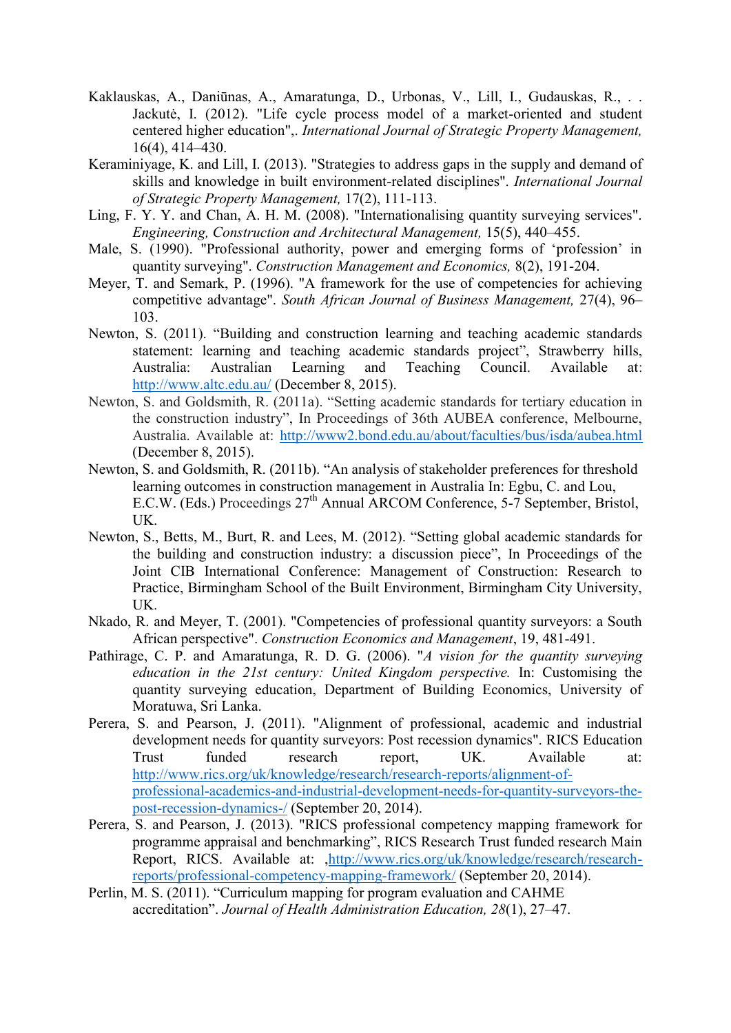Kaklauskas, A., Daniūnas, A., Amaratunga, D., Urbonas, V., Lill, I., Gudauskas, R., . . Jackutė, I. (2012). "Life cycle process model of a market-oriented and student centered higher education",. *International Journal of Strategic Property Management,* 16(4), 414–430.

Keraminiyage, K. and Lill, I. (2013). "Strategies to address gaps in the supply and demand of skills and knowledge in built environment-related disciplines". *International Journal of Strategic Property Management,* 17(2), 111-113.

Ling, F. Y. Y. and Chan, A. H. M. (2008). "Internationalising quantity surveying services". *Engineering, Construction and Architectural Management,* 15(5), 440–455.

Male, S. (1990). "Professional authority, power and emerging forms of 'profession' in quantity surveying". *Construction Management and Economics,* 8(2), 191-204.

Meyer, T. and Semark, P. (1996). "A framework for the use of competencies for achieving competitive advantage". *South African Journal of Business Management,* 27(4), 96–103.

Newton, S. (2011). "Building and construction learning and teaching academic standards statement: learning and teaching academic standards project", Strawberry hills, Australia: Australian Learning and Teaching Council. Available at: http://www.altc.edu.au/ (December 8, 2015).

Newton, S. and Goldsmith, R. (2011a). "Setting academic standards for tertiary education in the construction industry", In Proceedings of 36th AUBEA conference, Melbourne, Australia. Available at: http://www2.bond.edu.au/about/faculties/bus/isda/aubea.html (December 8, 2015).

Newton, S. and Goldsmith, R. (2011b). "An analysis of stakeholder preferences for threshold learning outcomes in construction management in Australia In: Egbu, C. and Lou, E.C.W. (Eds.) Proceedings 27th Annual ARCOM Conference, 5-7 September, Bristol, UK.

Newton, S., Betts, M., Burt, R. and Lees, M. (2012). "Setting global academic standards for the building and construction industry: a discussion piece", In Proceedings of the Joint CIB International Conference: Management of Construction: Research to Practice, Birmingham School of the Built Environment, Birmingham City University, UK.

Nkado, R. and Meyer, T. (2001). "Competencies of professional quantity surveyors: a South African perspective". *Construction Economics and Management*, 19, 481-491.

Pathirage, C. P. and Amaratunga, R. D. G. (2006). "*A vision for the quantity surveying education in the 21st century: United Kingdom perspective.* In: Customising the quantity surveying education, Department of Building Economics, University of Moratuwa, Sri Lanka.

Perera, S. and Pearson, J. (2011). "Alignment of professional, academic and industrial development needs for quantity surveyors: Post recession dynamics". RICS Education Trust funded research report, UK. Available at: http://www.rics.org/uk/knowledge/research/research-reports/alignment-of-professional-academics-and-industrial-development-needs-for-quantity-surveyors-the-post-recession-dynamics-/ (September 20, 2014).

Perera, S. and Pearson, J. (2013). "RICS professional competency mapping framework for programme appraisal and benchmarking", RICS Research Trust funded research Main Report, RICS. Available at: ,http://www.rics.org/uk/knowledge/research/research-reports/professional-competency-mapping-framework/ (September 20, 2014).

Perlin, M. S. (2011). "Curriculum mapping for program evaluation and CAHME accreditation". *Journal of Health Administration Education, 28*(1), 27–47.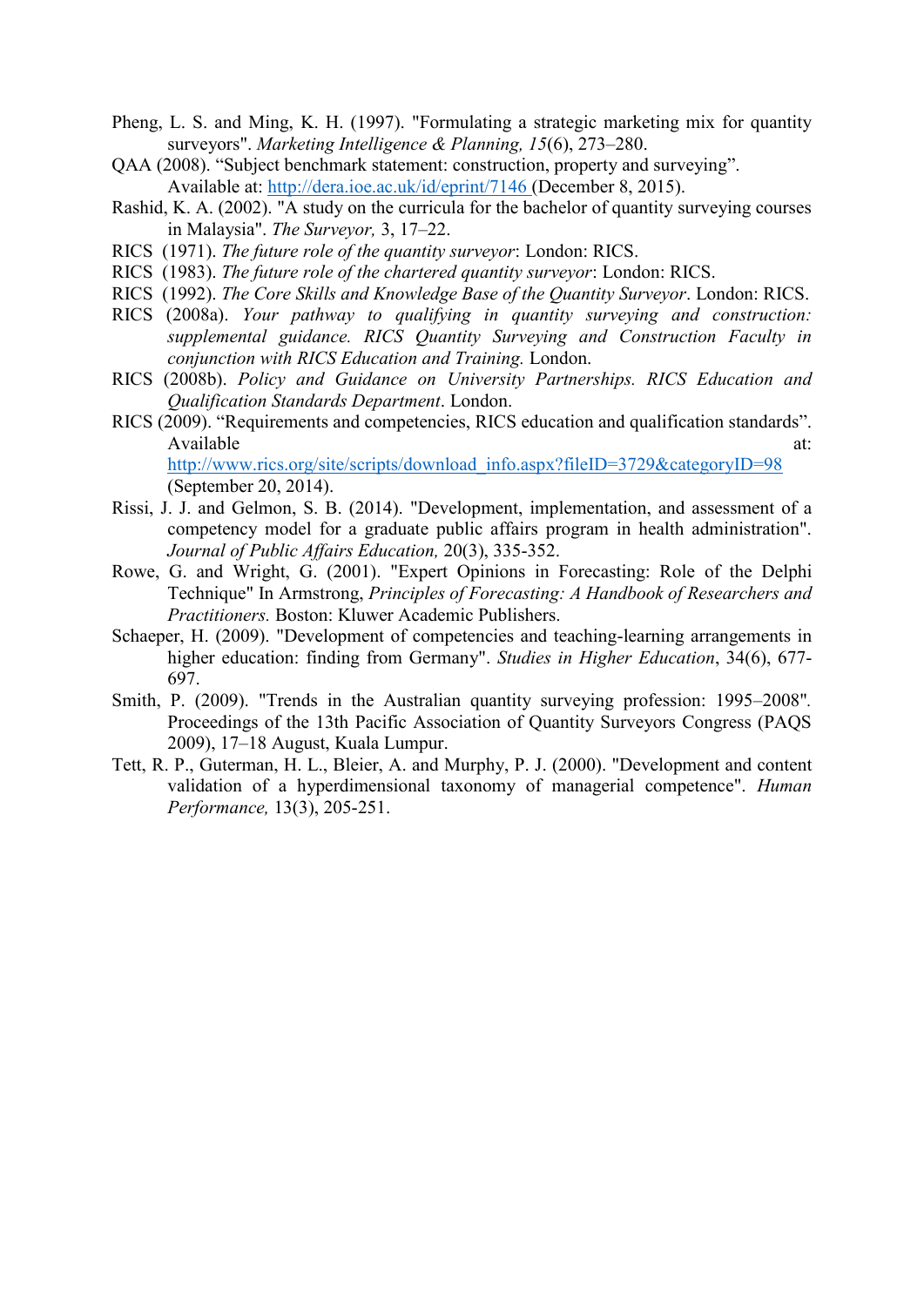Pheng, L. S. and Ming, K. H. (1997). "Formulating a strategic marketing mix for quantity surveyors". *Marketing Intelligence & Planning, 15*(6), 273–280.

QAA (2008). "Subject benchmark statement: construction, property and surveying". Available at: http://dera.ioe.ac.uk/id/eprint/7146 (December 8, 2015).

Rashid, K. A. (2002). "A study on the curricula for the bachelor of quantity surveying courses in Malaysia". *The Surveyor,* 3, 17–22.

RICS (1971). *The future role of the quantity surveyor*: London: RICS.

RICS (1983). *The future role of the chartered quantity surveyor*: London: RICS.

RICS (1992). *The Core Skills and Knowledge Base of the Quantity Surveyor*. London: RICS.

RICS (2008a). *Your pathway to qualifying in quantity surveying and construction: supplemental guidance. RICS Quantity Surveying and Construction Faculty in conjunction with RICS Education and Training.* London.

RICS (2008b). *Policy and Guidance on University Partnerships. RICS Education and Qualification Standards Department*. London.

RICS (2009). "Requirements and competencies, RICS education and qualification standards". Available at: http://www.rics.org/site/scripts/download_info.aspx?fileID=3729&categoryID=98 (September 20, 2014).

Rissi, J. J. and Gelmon, S. B. (2014). "Development, implementation, and assessment of a competency model for a graduate public affairs program in health administration". *Journal of Public Affairs Education,* 20(3), 335-352.

Rowe, G. and Wright, G. (2001). "Expert Opinions in Forecasting: Role of the Delphi Technique" In Armstrong, *Principles of Forecasting: A Handbook of Researchers and Practitioners.* Boston: Kluwer Academic Publishers.

Schaeper, H. (2009). "Development of competencies and teaching-learning arrangements in higher education: finding from Germany". *Studies in Higher Education*, 34(6), 677-697.

Smith, P. (2009). "Trends in the Australian quantity surveying profession: 1995–2008". Proceedings of the 13th Pacific Association of Quantity Surveyors Congress (PAQS 2009), 17–18 August, Kuala Lumpur.

Tett, R. P., Guterman, H. L., Bleier, A. and Murphy, P. J. (2000). "Development and content validation of a hyperdimensional taxonomy of managerial competence". *Human Performance,* 13(3), 205-251.